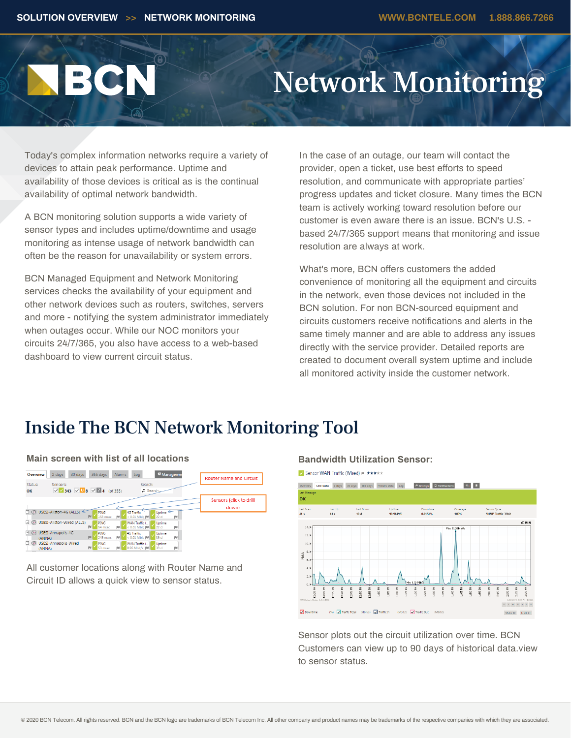# Network Monitoring

Today's complex information networks require a variety of devices to attain peak performance. Uptime and availability of those devices is critical as is the continual availability of optimal network bandwidth.

A BCN monitoring solution supports a wide variety of sensor types and includes uptime/downtime and usage monitoring as intense usage of network bandwidth can often be the reason for unavailability or system errors.

BCN Managed Equipment and Network Monitoring services checks the availability of your equipment and other network devices such as routers, switches, servers and more - notifying the system administrator immediately when outages occur. While our NOC monitors your circuits 24/7/365, you also have access to a web-based dashboard to view current circuit status.

In the case of an outage, our team will contact the provider, open a ticket, use best efforts to speed resolution, and communicate with appropriate parties' progress updates and ticket closure. Many times the BCN team is actively working toward resolution before our customer is even aware there is an issue. BCN's U.S. - based 24/7/365 support means that monitoring and issue resolution are always at work.

What's more, BCN offers customers the added convenience of monitoring all the equipment and circuits in the network, even those devices not included in the BCN solution. For non BCN-sourced equipment and circuits customers receive notifications and alerts in the same timely manner and are able to address any issues directly with the service provider. Detailed reports are created to document overall system uptime and include all monitored activity inside the customer network.

## Inside The BCN Network Monitoring Tool

### Main screen with list of all locations

All customer locations along with Router Name and Circuit ID allows a quick view to sensor status.

### Bandwidth Utilization Sensor:

Sensor plots out the circuit utilization over time. BCN Customers can view up to 90 days of historical data.view to sensor status.

© 2020 BCN Telecom. All rights reserved. BCN and the BCN logo are trademarks of BCN Telecom Inc. All other company and product names may be trademarks of the respective companies with which they are associated.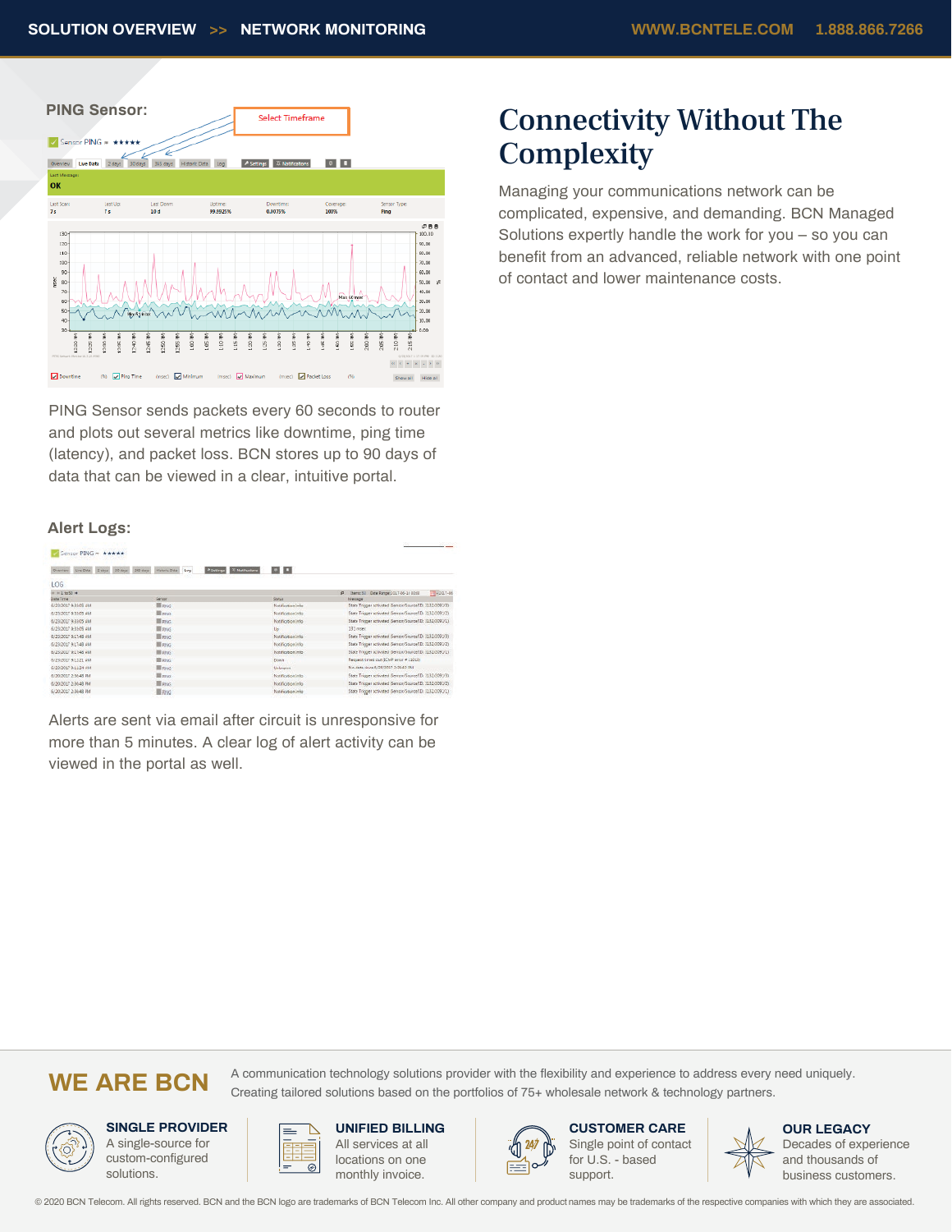## Connectivity Without The Complexity

Managing your communications network can be complicated, expensive, and demanding. BCN Managed Solutions expertly handle the work for you – so you can benefit from an advanced, reliable network with one point of contact and lower maintenance costs.

### PING Sensor:

PING Sensor sends packets every 60 seconds to router and plots out several metrics like downtime, ping time (latency), and packet loss. BCN stores up to 90 days of data that can be viewed in a clear, intuitive portal.

### Alert Logs:

Alerts are sent via email after circuit is unresponsive for more than 5 minutes. A clear log of alert activity can be viewed in the portal as well.

## WE ARE BCN

A communication technology solutions provider with the flexibility and experience to address every need uniquely. Creating tailored solutions based on the portfolios of 75+ wholesale network & technology partners.

**SINGLE PROVIDER**
A single-source for custom-configured solutions.

**UNIFIED BILLING**
All services at all locations on one monthly invoice.

**CUSTOMER CARE**
Single point of contact for U.S. - based support.

**OUR LEGACY**
Decades of experience and thousands of business customers.

© 2020 BCN Telecom. All rights reserved. BCN and the BCN logo are trademarks of BCN Telecom Inc. All other company and product names may be trademarks of the respective companies with which they are associated.